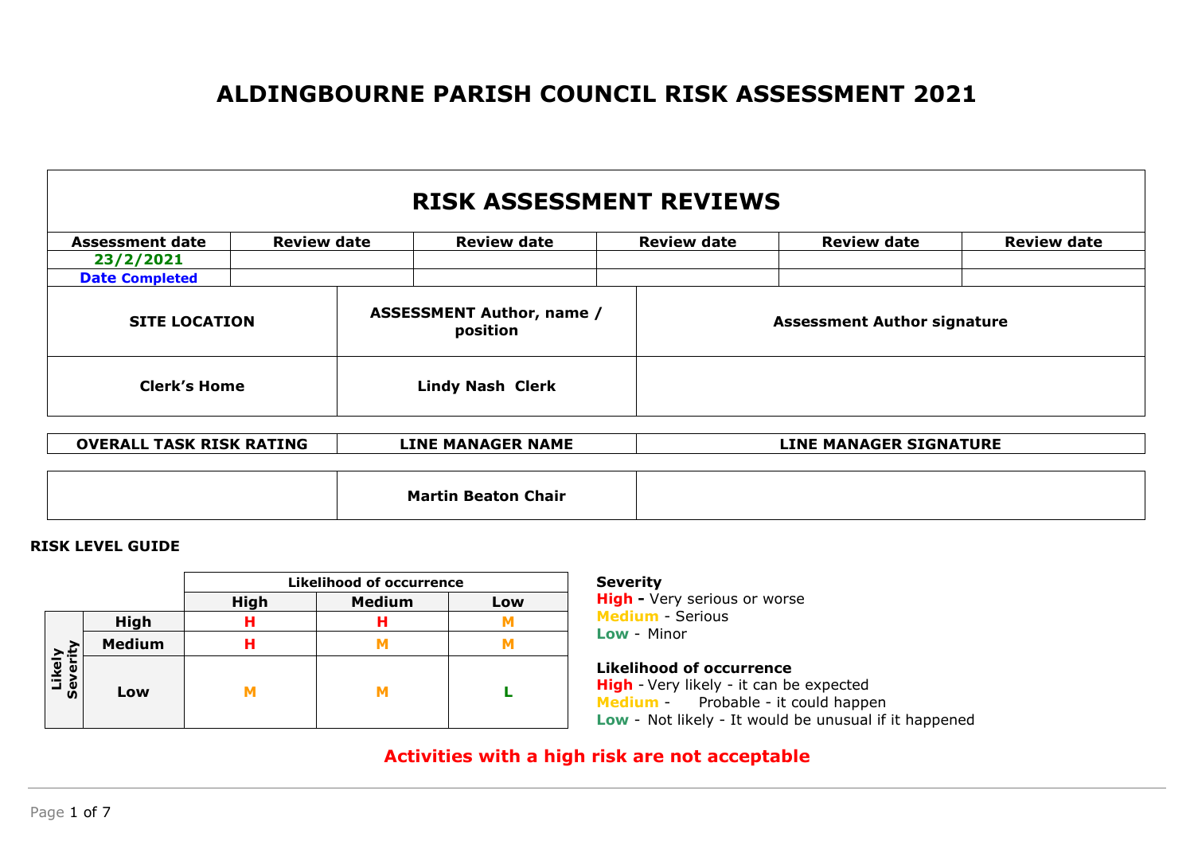# ALDINGBOURNE PARISH COUNCIL RISK ASSESSMENT 2021

## RISK ASSESSMENT REVIEWS

| Assessment date | Review date | Review date | Review date | Review date | Review date |
|---|---|---|---|---|---|
| 23/2/2021 | | | | | |
| Date Completed | | | | | |

| SITE LOCATION | ASSESSMENT Author, name / position | Assessment Author signature |
|---|---|---|
| Clerk's Home | Lindy Nash Clerk | |

| OVERALL TASK RISK RATING | LINE MANAGER NAME | LINE MANAGER SIGNATURE |
|---|---|---|
| | Martin Beaton Chair | |

**RISK LEVEL GUIDE**

| | | Likelihood of occurrence | | |
|---|---|---|---|---|
| | | High | Medium | Low |
| Likely Severity | High | H | H | M |
| | Medium | H | M | M |
| | Low | M | M | L |

**Severity**
**High -** Very serious or worse
**Medium** - Serious
**Low** - Minor

**Likelihood of occurrence**
**High** - Very likely - it can be expected
**Medium** - Probable - it could happen
**Low** - Not likely - It would be unusual if it happened

**Activities with a high risk are not acceptable**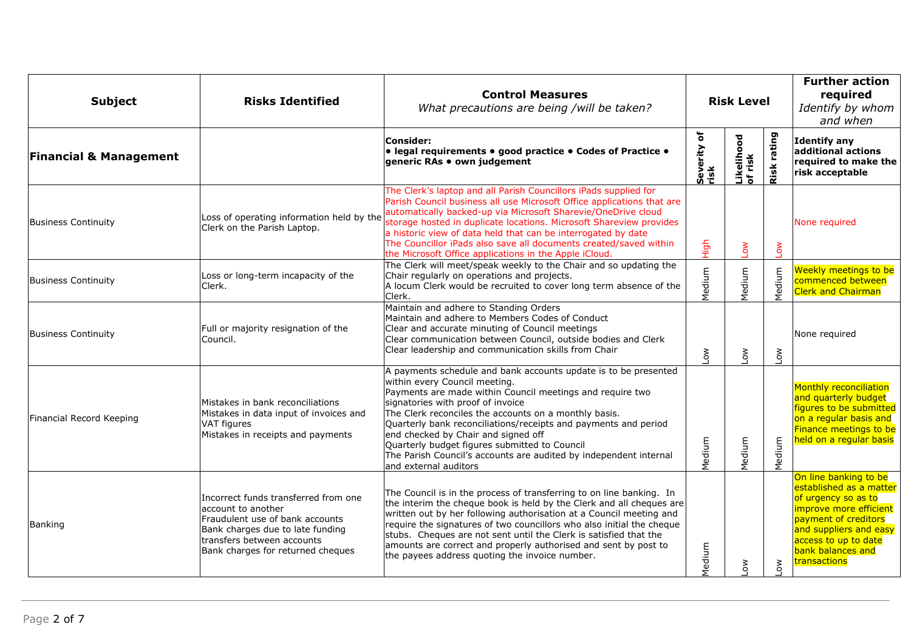| Subject | Risks Identified | Control Measures<br>*What precautions are being /will be taken?* | Risk Level | | | Further action required<br>*Identify by whom and when* |
|---|---|---|---|---|---|---|
| **Financial & Management** | | **Consider:**<br>**• legal requirements • good practice • Codes of Practice • generic RAs • own judgement** | **Severity of risk** | **Likelihood of risk** | **Risk rating** | **Identify any additional actions required to make the risk acceptable** |
| Business Continuity | Loss of operating information held by the Clerk on the Parish Laptop. | The Clerk's laptop and all Parish Councillors iPads supplied for Parish Council business all use Microsoft Office applications that are automatically backed-up via Microsoft Sharevie/OneDrive cloud storage hosted in duplicate locations. Microsoft Shareview provides a historic view of data held that can be interrogated by date<br>The Councillor iPads also save all documents created/saved within the Microsoft Office applications in the Apple iCloud. | High | Low | Low | None required |
| Business Continuity | Loss or long-term incapacity of the Clerk. | The Clerk will meet/speak weekly to the Chair and so updating the Chair regularly on operations and projects.<br>A locum Clerk would be recruited to cover long term absence of the Clerk. | Medium | Medium | Medium | Weekly meetings to be commenced between Clerk and Chairman |
| Business Continuity | Full or majority resignation of the Council. | Maintain and adhere to Standing Orders<br>Maintain and adhere to Members Codes of Conduct<br>Clear and accurate minuting of Council meetings<br>Clear communication between Council, outside bodies and Clerk<br>Clear leadership and communication skills from Chair | Low | Low | Low | None required |
| Financial Record Keeping | Mistakes in bank reconciliations<br>Mistakes in data input of invoices and VAT figures<br>Mistakes in receipts and payments | A payments schedule and bank accounts update is to be presented within every Council meeting.<br>Payments are made within Council meetings and require two signatories with proof of invoice<br>The Clerk reconciles the accounts on a monthly basis.<br>Quarterly bank reconciliations/receipts and payments and period end checked by Chair and signed off<br>Quarterly budget figures submitted to Council<br>The Parish Council's accounts are audited by independent internal and external auditors | Medium | Medium | Medium | Monthly reconciliation and quarterly budget figures to be submitted on a regular basis and Finance meetings to be held on a regular basis |
| Banking | Incorrect funds transferred from one account to another<br>Fraudulent use of bank accounts<br>Bank charges due to late funding transfers between accounts<br>Bank charges for returned cheques | The Council is in the process of transferring to on line banking. In the interim the cheque book is held by the Clerk and all cheques are written out by her following authorisation at a Council meeting and require the signatures of two councillors who also initial the cheque stubs. Cheques are not sent until the Clerk is satisfied that the amounts are correct and properly authorised and sent by post to the payees address quoting the invoice number. | Medium | Low | Low | On line banking to be established as a matter of urgency so as to improve more efficient payment of creditors and suppliers and easy access to up to date bank balances and transactions |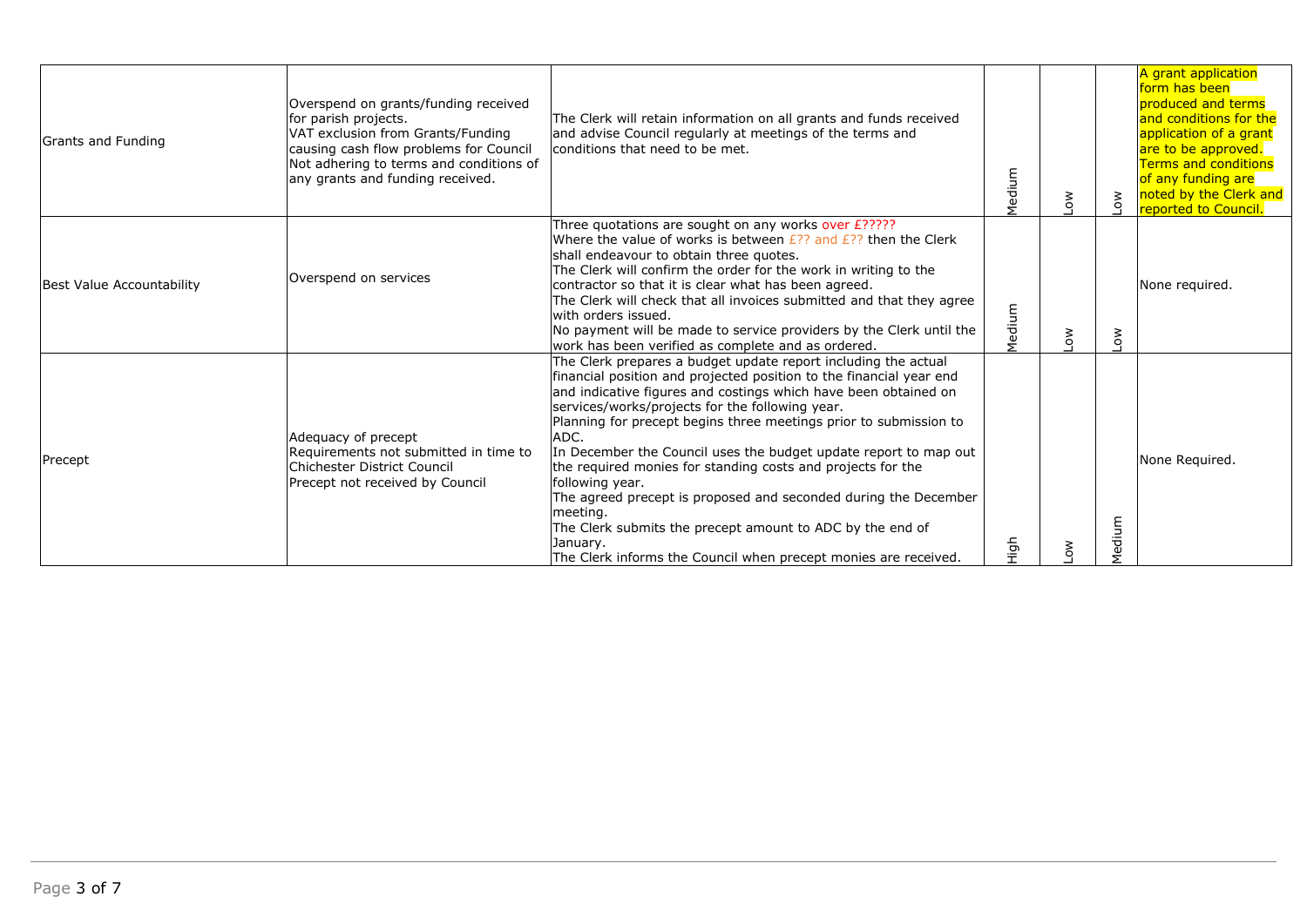| | | | | | | |
|---|---|---|---|---|---|---|
| Grants and Funding | Overspend on grants/funding received for parish projects.<br>VAT exclusion from Grants/Funding causing cash flow problems for Council<br>Not adhering to terms and conditions of any grants and funding received. | The Clerk will retain information on all grants and funds received and advise Council regularly at meetings of the terms and conditions that need to be met. | Medium | Low | Low | A grant application form has been produced and terms and conditions for the application of a grant are to be approved. Terms and conditions of any funding are noted by the Clerk and reported to Council. |
| Best Value Accountability | Overspend on services | Three quotations are sought on any works over £?????<br>Where the value of works is between £?? and £?? then the Clerk shall endeavour to obtain three quotes.<br>The Clerk will confirm the order for the work in writing to the contractor so that it is clear what has been agreed.<br>The Clerk will check that all invoices submitted and that they agree with orders issued.<br>No payment will be made to service providers by the Clerk until the work has been verified as complete and as ordered. | Medium | Low | Low | None required. |
| Precept | Adequacy of precept<br>Requirements not submitted in time to Chichester District Council<br>Precept not received by Council | The Clerk prepares a budget update report including the actual financial position and projected position to the financial year end and indicative figures and costings which have been obtained on services/works/projects for the following year.<br>Planning for precept begins three meetings prior to submission to ADC.<br>In December the Council uses the budget update report to map out the required monies for standing costs and projects for the following year.<br>The agreed precept is proposed and seconded during the December meeting.<br>The Clerk submits the precept amount to ADC by the end of January.<br>The Clerk informs the Council when precept monies are received. | High | Low | Medium | None Required. |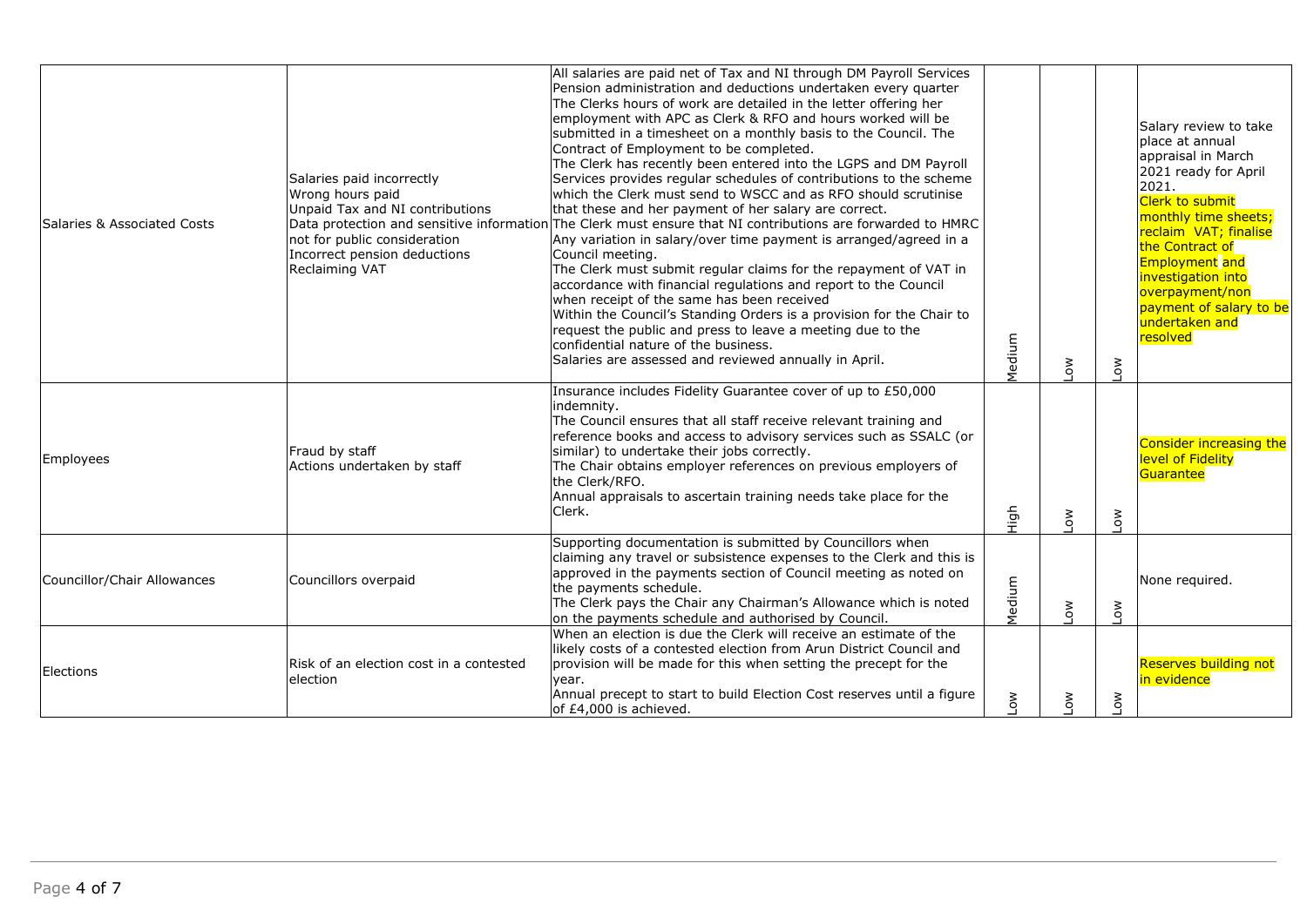| | | | | | | |
|---|---|---|---|---|---|---|
| Salaries & Associated Costs | Salaries paid incorrectly<br>Wrong hours paid<br>Unpaid Tax and NI contributions<br>Data protection and sensitive information not for public consideration<br>Incorrect pension deductions<br>Reclaiming VAT | All salaries are paid net of Tax and NI through DM Payroll Services<br>Pension administration and deductions undertaken every quarter<br>The Clerks hours of work are detailed in the letter offering her employment with APC as Clerk & RFO and hours worked will be submitted in a timesheet on a monthly basis to the Council. The Contract of Employment to be completed.<br>The Clerk has recently been entered into the LGPS and DM Payroll Services provides regular schedules of contributions to the scheme which the Clerk must send to WSCC and as RFO should scrutinise that these and her payment of her salary are correct.<br>The Clerk must ensure that NI contributions are forwarded to HMRC<br>Any variation in salary/over time payment is arranged/agreed in a Council meeting.<br>The Clerk must submit regular claims for the repayment of VAT in accordance with financial regulations and report to the Council when receipt of the same has been received<br>Within the Council's Standing Orders is a provision for the Chair to request the public and press to leave a meeting due to the confidential nature of the business.<br>Salaries are assessed and reviewed annually in April. | Medium | Low | Low | Salary review to take place at annual appraisal in March 2021 ready for April 2021.<br>Clerk to submit monthly time sheets; reclaim VAT; finalise the Contract of Employment and investigation into overpayment/non payment of salary to be undertaken and resolved |
| Employees | Fraud by staff<br>Actions undertaken by staff | Insurance includes Fidelity Guarantee cover of up to £50,000 indemnity.<br>The Council ensures that all staff receive relevant training and reference books and access to advisory services such as SSALC (or similar) to undertake their jobs correctly.<br>The Chair obtains employer references on previous employers of the Clerk/RFO.<br>Annual appraisals to ascertain training needs take place for the Clerk. | High | Low | Low | Consider increasing the level of Fidelity Guarantee |
| Councillor/Chair Allowances | Councillors overpaid | Supporting documentation is submitted by Councillors when claiming any travel or subsistence expenses to the Clerk and this is approved in the payments section of Council meeting as noted on the payments schedule.<br>The Clerk pays the Chair any Chairman's Allowance which is noted on the payments schedule and authorised by Council. | Medium | Low | Low | None required. |
| Elections | Risk of an election cost in a contested election | When an election is due the Clerk will receive an estimate of the likely costs of a contested election from Arun District Council and provision will be made for this when setting the precept for the year.<br>Annual precept to start to build Election Cost reserves until a figure of £4,000 is achieved. | Low | Low | Low | Reserves building not in evidence |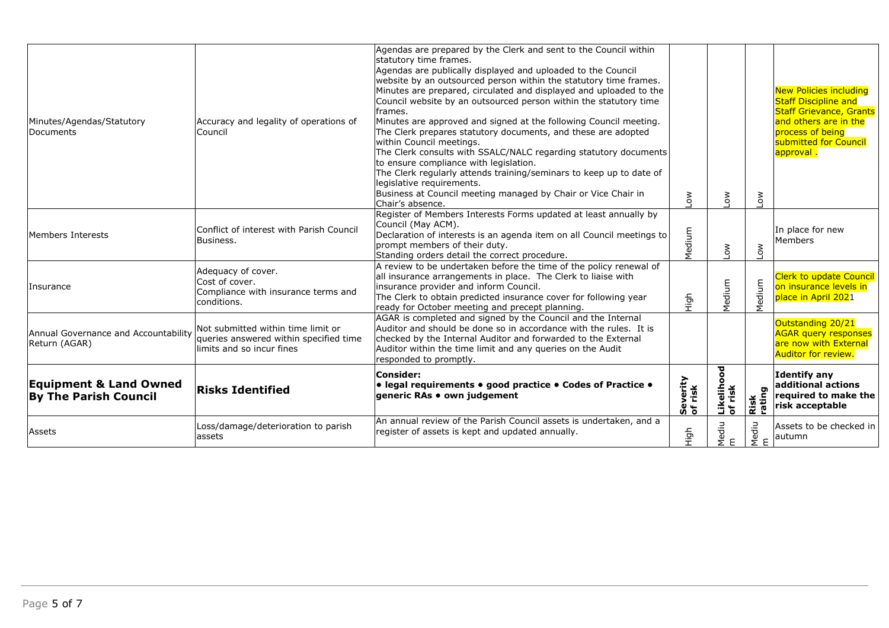| | | | | | | |
|---|---|---|---|---|---|---|
| Minutes/Agendas/Statutory Documents | Accuracy and legality of operations of Council | Agendas are prepared by the Clerk and sent to the Council within statutory time frames.<br>Agendas are publically displayed and uploaded to the Council website by an outsourced person within the statutory time frames.<br>Minutes are prepared, circulated and displayed and uploaded to the Council website by an outsourced person within the statutory time frames.<br>Minutes are approved and signed at the following Council meeting.<br>The Clerk prepares statutory documents, and these are adopted within Council meetings.<br>The Clerk consults with SSALC/NALC regarding statutory documents to ensure compliance with legislation.<br>The Clerk regularly attends training/seminars to keep up to date of legislative requirements.<br>Business at Council meeting managed by Chair or Vice Chair in Chair's absence. | Low | Low | Low | New Policies including Staff Discipline and Staff Grievance, Grants and others are in the process of being submitted for Council approval . |
| Members Interests | Conflict of interest with Parish Council Business. | Register of Members Interests Forms updated at least annually by Council (May ACM).<br>Declaration of interests is an agenda item on all Council meetings to prompt members of their duty.<br>Standing orders detail the correct procedure. | Medium | Low | Low | In place for new Members |
| Insurance | Adequacy of cover.<br>Cost of cover.<br>Compliance with insurance terms and conditions. | A review to be undertaken before the time of the policy renewal of all insurance arrangements in place. The Clerk to liaise with insurance provider and inform Council.<br>The Clerk to obtain predicted insurance cover for following year ready for October meeting and precept planning. | High | Medium | Medium | Clerk to update Council on insurance levels in place in April 2021 |
| Annual Governance and Accountability Return (AGAR) | Not submitted within time limit or queries answered within specified time limits and so incur fines | AGAR is completed and signed by the Council and the Internal Auditor and should be done so in accordance with the rules. It is checked by the Internal Auditor and forwarded to the External Auditor within the time limit and any queries on the Audit responded to promptly. | | | | Outstanding 20/21 AGAR query responses are now with External Auditor for review. |
| **Equipment & Land Owned By The Parish Council** | **Risks Identified** | **Consider:**<br>**• legal requirements • good practice • Codes of Practice • generic RAs • own judgement** | **Severity of risk** | **Likelihood of risk** | **Risk rating** | **Identify any additional actions required to make the risk acceptable** |
| Assets | Loss/damage/deterioration to parish assets | An annual review of the Parish Council assets is undertaken, and a register of assets is kept and updated annually. | High | Medium | Medium | Assets to be checked in autumn |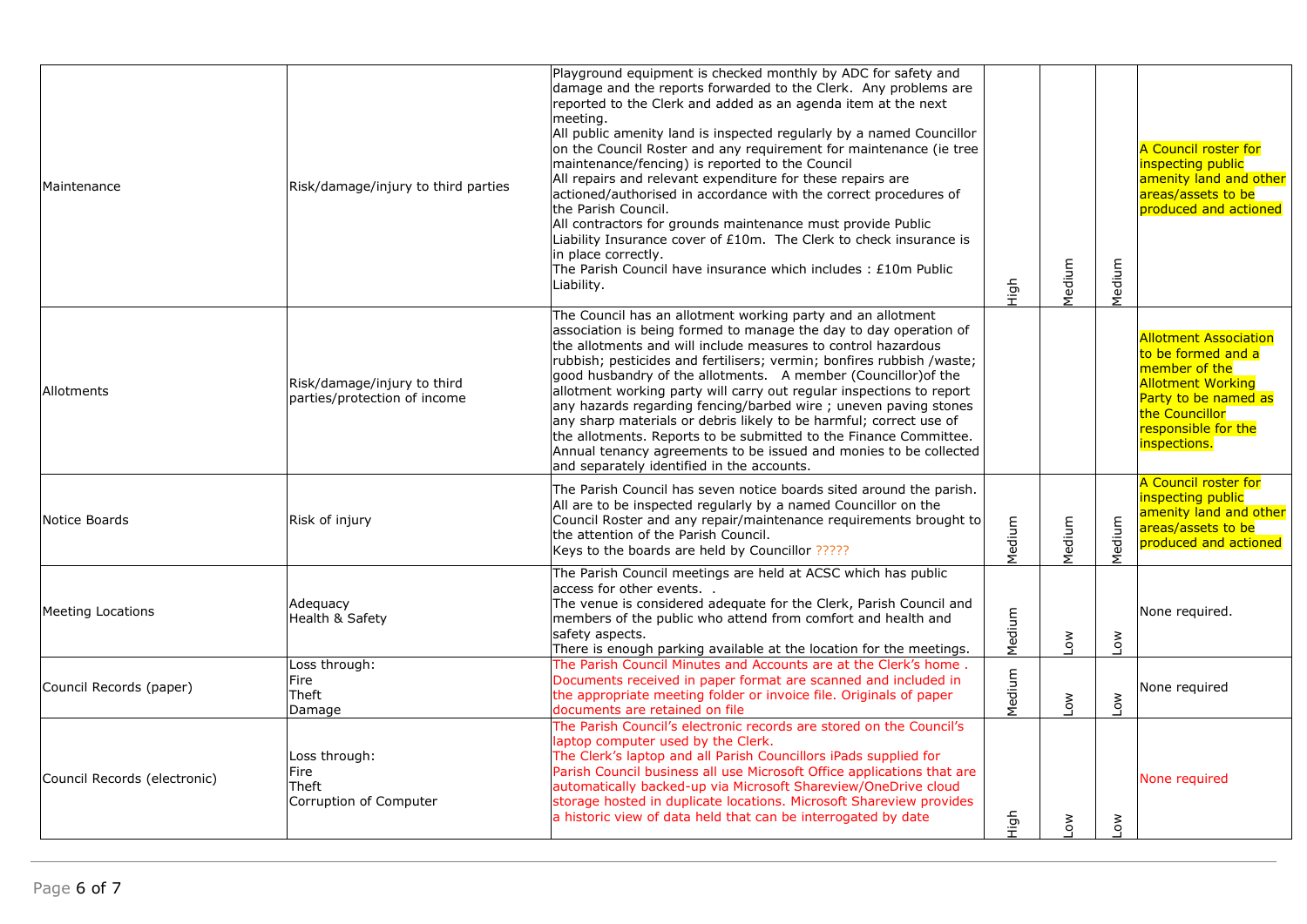| | | | | | | |
|---|---|---|---|---|---|---|
| Maintenance | Risk/damage/injury to third parties | Playground equipment is checked monthly by ADC for safety and damage and the reports forwarded to the Clerk. Any problems are reported to the Clerk and added as an agenda item at the next meeting.<br>All public amenity land is inspected regularly by a named Councillor on the Council Roster and any requirement for maintenance (ie tree maintenance/fencing) is reported to the Council<br>All repairs and relevant expenditure for these repairs are actioned/authorised in accordance with the correct procedures of the Parish Council.<br>All contractors for grounds maintenance must provide Public Liability Insurance cover of £10m. The Clerk to check insurance is in place correctly.<br>The Parish Council have insurance which includes : £10m Public Liability. | High | Medium | Medium | A Council roster for inspecting public amenity land and other areas/assets to be produced and actioned |
| Allotments | Risk/damage/injury to third parties/protection of income | The Council has an allotment working party and an allotment association is being formed to manage the day to day operation of the allotments and will include measures to control hazardous rubbish; pesticides and fertilisers; vermin; bonfires rubbish /waste; good husbandry of the allotments. A member (Councillor)of the allotment working party will carry out regular inspections to report any hazards regarding fencing/barbed wire ; uneven paving stones any sharp materials or debris likely to be harmful; correct use of the allotments. Reports to be submitted to the Finance Committee. Annual tenancy agreements to be issued and monies to be collected and separately identified in the accounts. | | | | Allotment Association to be formed and a member of the Allotment Working Party to be named as the Councillor responsible for the inspections. |
| Notice Boards | Risk of injury | The Parish Council has seven notice boards sited around the parish. All are to be inspected regularly by a named Councillor on the Council Roster and any repair/maintenance requirements brought to the attention of the Parish Council.<br>Keys to the boards are held by Councillor ????? | Medium | Medium | Medium | A Council roster for inspecting public amenity land and other areas/assets to be produced and actioned |
| Meeting Locations | Adequacy<br>Health & Safety | The Parish Council meetings are held at ACSC which has public access for other events. .<br>The venue is considered adequate for the Clerk, Parish Council and members of the public who attend from comfort and health and safety aspects.<br>There is enough parking available at the location for the meetings. | Medium | Low | Low | None required. |
| Council Records (paper) | Loss through:<br>Fire<br>Theft<br>Damage | The Parish Council Minutes and Accounts are at the Clerk's home . Documents received in paper format are scanned and included in the appropriate meeting folder or invoice file. Originals of paper documents are retained on file | Medium | Low | Low | None required |
| Council Records (electronic) | Loss through:<br>Fire<br>Theft<br>Corruption of Computer | The Parish Council's electronic records are stored on the Council's laptop computer used by the Clerk.<br>The Clerk's laptop and all Parish Councillors iPads supplied for Parish Council business all use Microsoft Office applications that are automatically backed-up via Microsoft Shareview/OneDrive cloud storage hosted in duplicate locations. Microsoft Shareview provides a historic view of data held that can be interrogated by date | High | Low | Low | None required |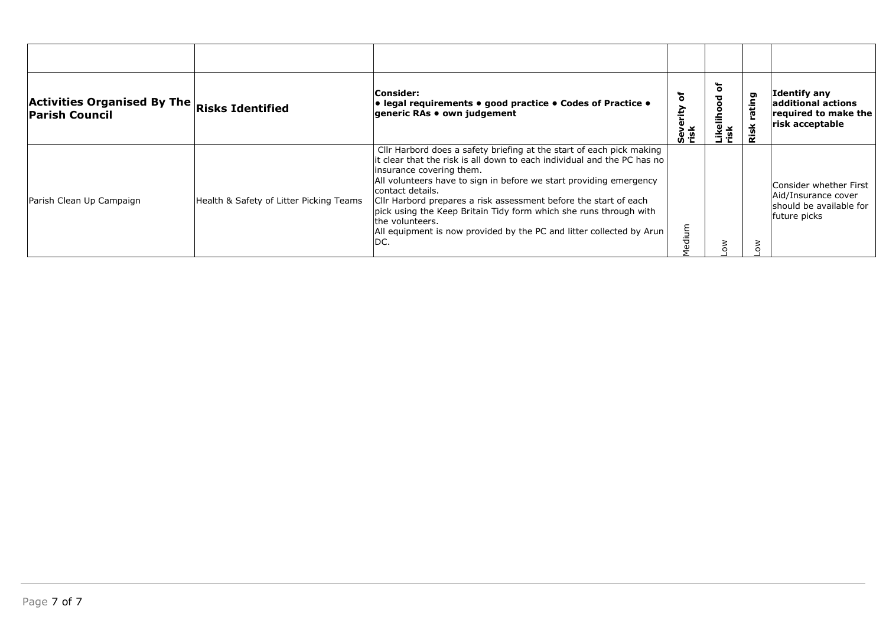| | | | | | | |
|---|---|---|---|---|---|---|
| **Activities Organised By The Parish Council** | **Risks Identified** | **Consider:**<br>**• legal requirements • good practice • Codes of Practice • generic RAs • own judgement** | **Severity of risk** | **Likelihood of risk** | **Risk rating** | **Identify any additional actions required to make the risk acceptable** |
| Parish Clean Up Campaign | Health & Safety of Litter Picking Teams | Cllr Harbord does a safety briefing at the start of each pick making it clear that the risk is all down to each individual and the PC has no insurance covering them.<br>All volunteers have to sign in before we start providing emergency contact details.<br>Cllr Harbord prepares a risk assessment before the start of each pick using the Keep Britain Tidy form which she runs through with the volunteers.<br>All equipment is now provided by the PC and litter collected by Arun DC. | Medium | Low | Low | Consider whether First Aid/Insurance cover should be available for future picks |